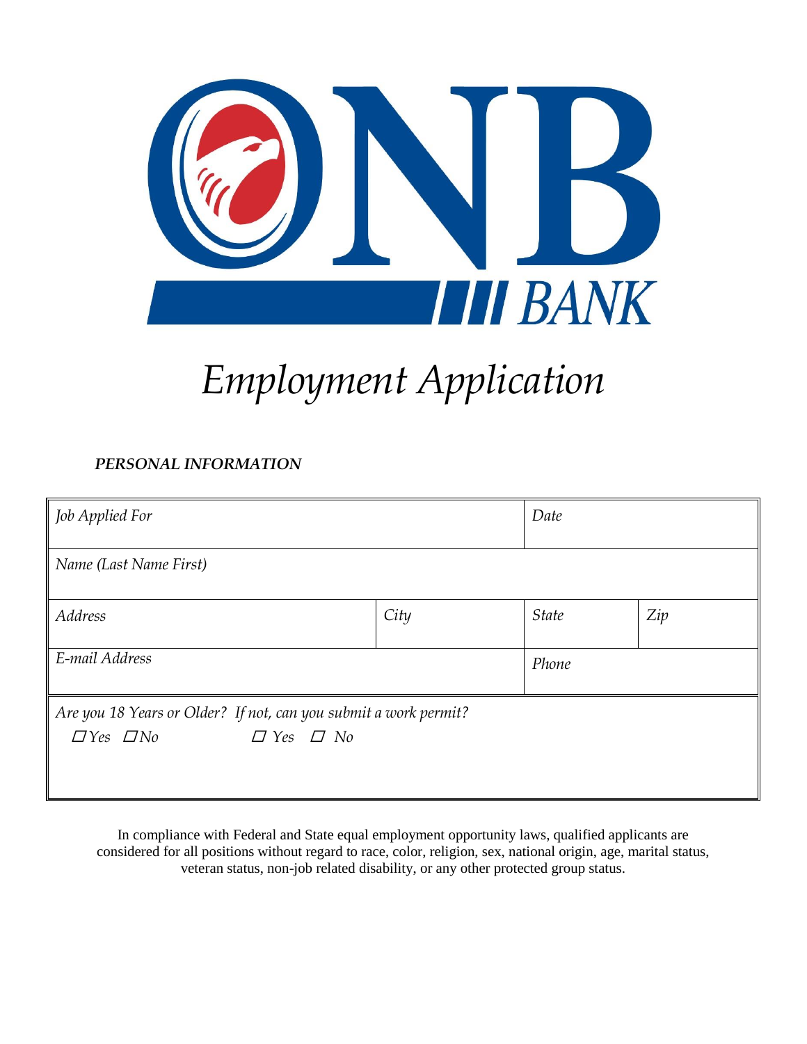ONB BANK

# *Employment Application*

***PERSONAL INFORMATION***

| *Job Applied For* | | *Date* | |
|---|---|---|---|
| *Name (Last Name First)* | | | |
| *Address* | *City* | *State* | *Zip* |
| *E-mail Address* | | *Phone* | |
| *Are you 18 Years or Older? If not, can you submit a work permit?* ☐ *Yes* ☐ *No* ☐ *Yes* ☐ *No* | | | |

In compliance with Federal and State equal employment opportunity laws, qualified applicants are considered for all positions without regard to race, color, religion, sex, national origin, age, marital status, veteran status, non-job related disability, or any other protected group status.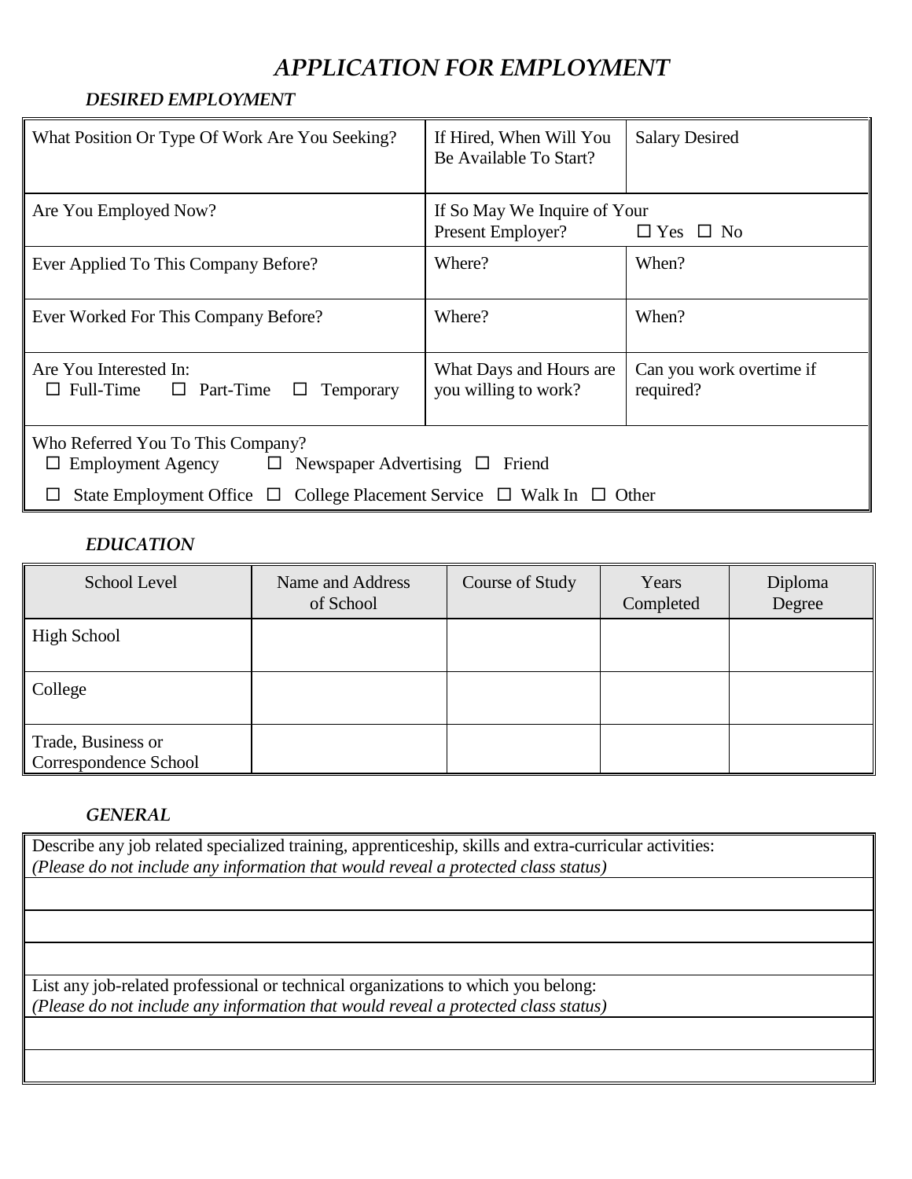# *APPLICATION FOR EMPLOYMENT*

### *DESIRED EMPLOYMENT*

| What Position Or Type Of Work Are You Seeking? | If Hired, When Will You Be Available To Start? | Salary Desired |
|---|---|---|
| Are You Employed Now? | If So May We Inquire of Your Present Employer? ☐ Yes ☐ No | |
| Ever Applied To This Company Before? | Where? | When? |
| Ever Worked For This Company Before? | Where? | When? |
| Are You Interested In: ☐ Full-Time ☐ Part-Time ☐ Temporary | What Days and Hours are you willing to work? | Can you work overtime if required? |
| Who Referred You To This Company? ☐ Employment Agency ☐ Newspaper Advertising ☐ Friend ☐ State Employment Office ☐ College Placement Service ☐ Walk In ☐ Other | | |

### *EDUCATION*

| School Level | Name and Address of School | Course of Study | Years Completed | Diploma Degree |
|---|---|---|---|---|
| High School | | | | |
| College | | | | |
| Trade, Business or Correspondence School | | | | |

### *GENERAL*

| Describe any job related specialized training, apprenticeship, skills and extra-curricular activities: *(Please do not include any information that would reveal a protected class status)* |
|---|
| |
| |
| |
| List any job-related professional or technical organizations to which you belong: *(Please do not include any information that would reveal a protected class status)* |
| |
| |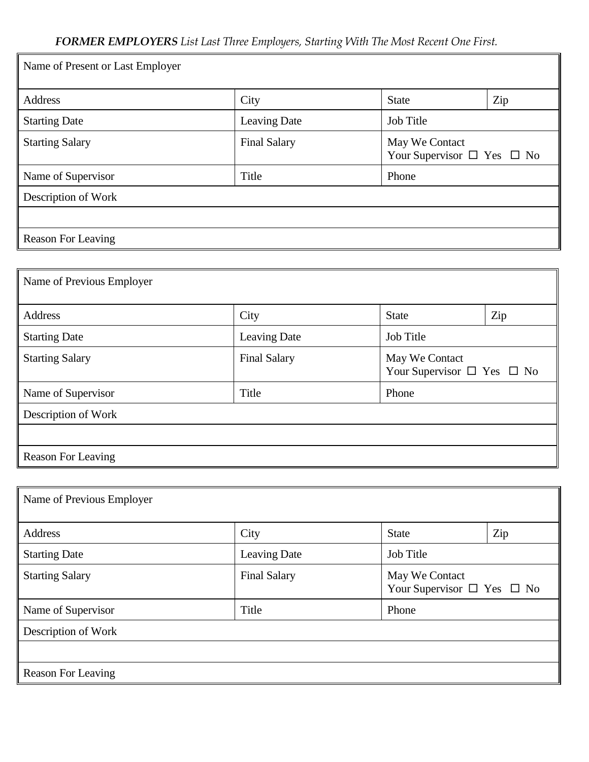***FORMER EMPLOYERS*** *List Last Three Employers, Starting With The Most Recent One First.*

| Name of Present or Last Employer | | | |
|---|---|---|---|
| Address | City | State | Zip |
| Starting Date | Leaving Date | Job Title | |
| Starting Salary | Final Salary | May We Contact Your Supervisor ☐ Yes ☐ No | |
| Name of Supervisor | Title | Phone | |
| Description of Work | | | |
| | | | |
| Reason For Leaving | | | |

| Name of Previous Employer | | | |
|---|---|---|---|
| Address | City | State | Zip |
| Starting Date | Leaving Date | Job Title | |
| Starting Salary | Final Salary | May We Contact Your Supervisor ☐ Yes ☐ No | |
| Name of Supervisor | Title | Phone | |
| Description of Work | | | |
| | | | |
| Reason For Leaving | | | |

| Name of Previous Employer | | | |
|---|---|---|---|
| Address | City | State | Zip |
| Starting Date | Leaving Date | Job Title | |
| Starting Salary | Final Salary | May We Contact Your Supervisor ☐ Yes ☐ No | |
| Name of Supervisor | Title | Phone | |
| Description of Work | | | |
| | | | |
| Reason For Leaving | | | |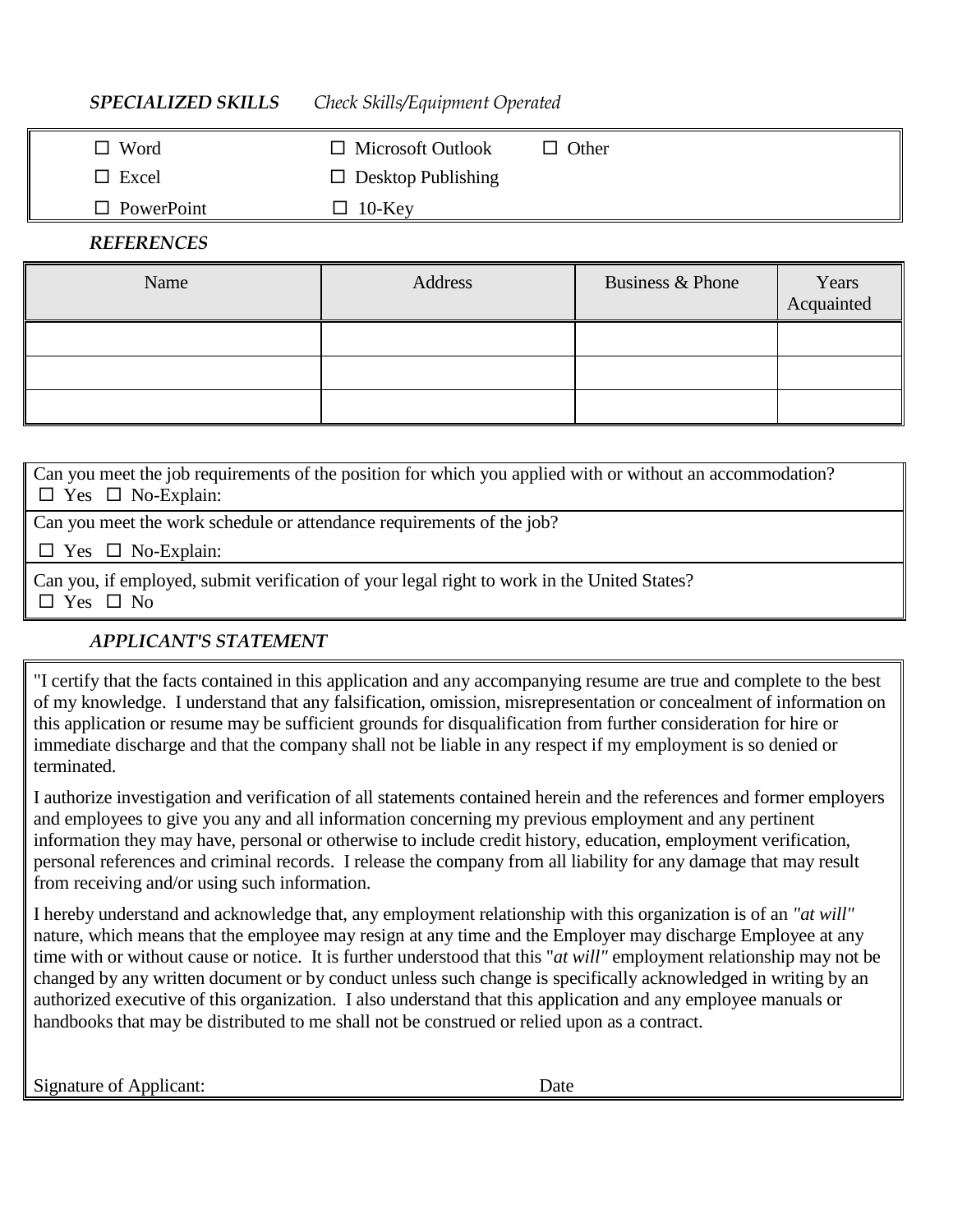***SPECIALIZED SKILLS*** *Check Skills/Equipment Operated*

| | | |
|---|---|---|
| ☐ Word | ☐ Microsoft Outlook | ☐ Other |
| ☐ Excel | ☐ Desktop Publishing | |
| ☐ PowerPoint | ☐ 10-Key | |

***REFERENCES***

| Name | Address | Business & Phone | Years Acquainted |
|---|---|---|---|
| | | | |
| | | | |
| | | | |

Can you meet the job requirements of the position for which you applied with or without an accommodation?
☐ Yes ☐ No-Explain:

Can you meet the work schedule or attendance requirements of the job?

☐ Yes ☐ No-Explain:

Can you, if employed, submit verification of your legal right to work in the United States?
☐ Yes ☐ No

***APPLICANT'S STATEMENT***

"I certify that the facts contained in this application and any accompanying resume are true and complete to the best of my knowledge. I understand that any falsification, omission, misrepresentation or concealment of information on this application or resume may be sufficient grounds for disqualification from further consideration for hire or immediate discharge and that the company shall not be liable in any respect if my employment is so denied or terminated.

I authorize investigation and verification of all statements contained herein and the references and former employers and employees to give you any and all information concerning my previous employment and any pertinent information they may have, personal or otherwise to include credit history, education, employment verification, personal references and criminal records. I release the company from all liability for any damage that may result from receiving and/or using such information.

I hereby understand and acknowledge that, any employment relationship with this organization is of an *"at will"* nature, which means that the employee may resign at any time and the Employer may discharge Employee at any time with or without cause or notice. It is further understood that this "*at will"* employment relationship may not be changed by any written document or by conduct unless such change is specifically acknowledged in writing by an authorized executive of this organization. I also understand that this application and any employee manuals or handbooks that may be distributed to me shall not be construed or relied upon as a contract.

Signature of Applicant: Date